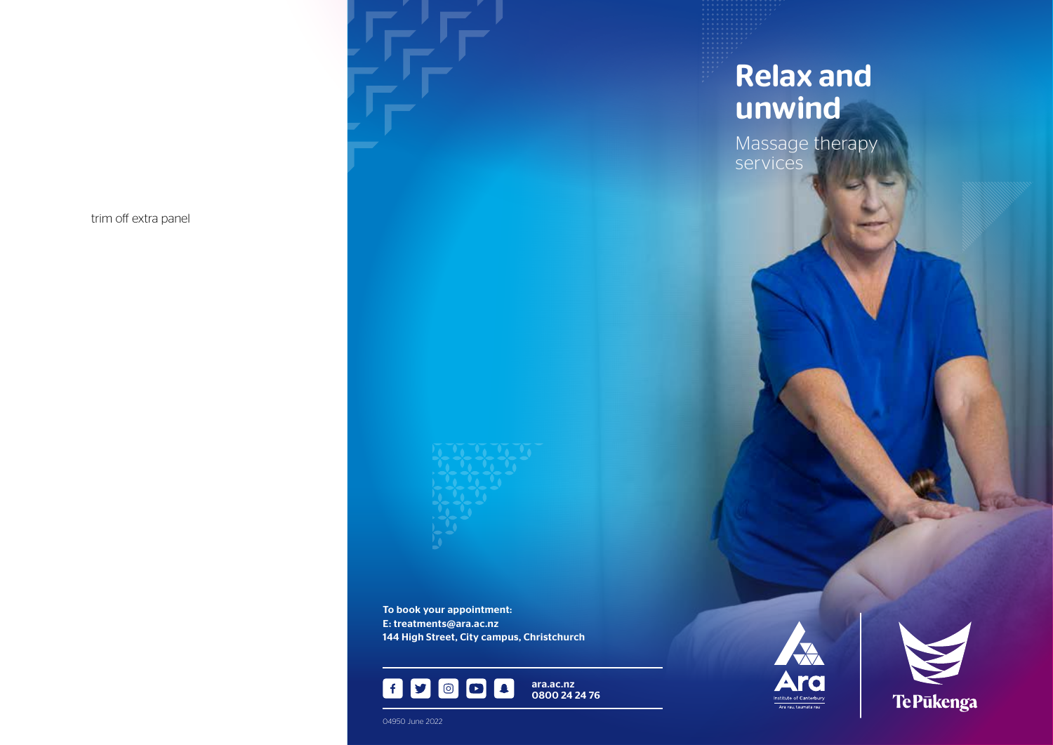trim off extra panel

# Relax and unwind

Massage therapy services

**To book your appointment:**
**E: treatments@ara.ac.nz**
**144 High Street, City campus, Christchurch**

**ara.ac.nz**
**0800 24 24 76**

04950 June 2022

Ara
Institute of Canterbury
Ara rau, taumata rau

Te Pūkenga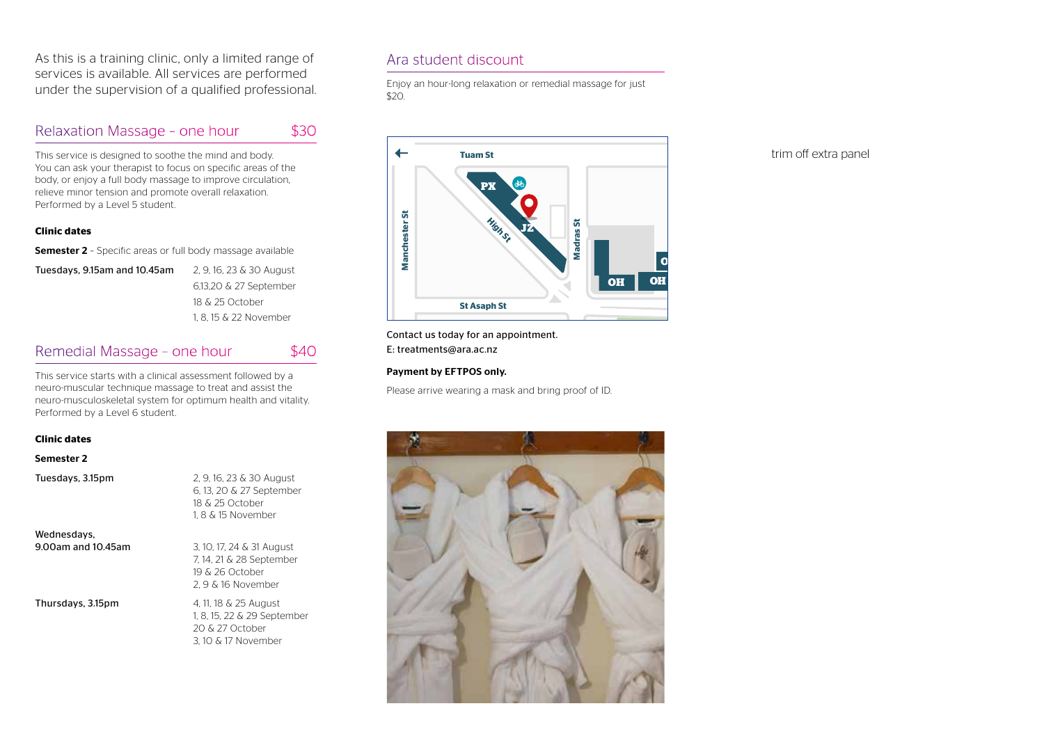As this is a training clinic, only a limited range of services is available. All services are performed under the supervision of a qualified professional.

## Relaxation Massage – one hour $30

This service is designed to soothe the mind and body. You can ask your therapist to focus on specific areas of the body, or enjoy a full body massage to improve circulation, relieve minor tension and promote overall relaxation. Performed by a Level 5 student.

**Clinic dates**

**Semester 2** – Specific areas or full body massage available

| | |
|---|---|
| Tuesdays, 9.15am and 10.45am | 2, 9, 16, 23 & 30 August<br>6,13,20 & 27 September<br>18 & 25 October<br>1, 8, 15 & 22 November |

## Remedial Massage – one hour $40

This service starts with a clinical assessment followed by a neuro-muscular technique massage to treat and assist the neuro-musculoskeletal system for optimum health and vitality. Performed by a Level 6 student.

**Clinic dates**

**Semester 2**

| | |
|---|---|
| Tuesdays, 3.15pm | 2, 9, 16, 23 & 30 August<br>6, 13, 20 & 27 September<br>18 & 25 October<br>1, 8 & 15 November |
| Wednesdays, 9.00am and 10.45am | 3, 10, 17, 24 & 31 August<br>7, 14, 21 & 28 September<br>19 & 26 October<br>2, 9 & 16 November |
| Thursdays, 3.15pm | 4, 11, 18 & 25 August<br>1, 8, 15, 22 & 29 September<br>20 & 27 October<br>3, 10 & 17 November |

## Ara student discount

Enjoy an hour-long relaxation or remedial massage for just $20.

Tuam St

PX

High St

JZ

Manchester St

Madras St

OH

OH

St Asaph St

Contact us today for an appointment.
E: treatments@ara.ac.nz

**Payment by EFTPOS only.**

Please arrive wearing a mask and bring proof of ID.

trim off extra panel